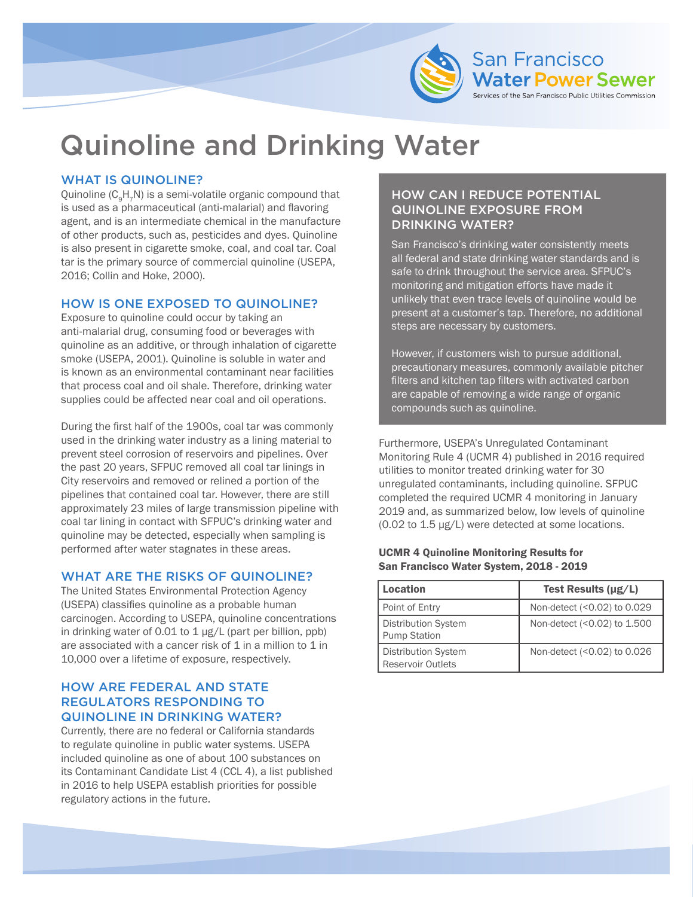# Quinoline and Drinking Water

## WHAT IS QUINOLINE?

Quinoline ($C_9H_7N$) is a semi-volatile organic compound that is used as a pharmaceutical (anti-malarial) and flavoring agent, and is an intermediate chemical in the manufacture of other products, such as, pesticides and dyes. Quinoline is also present in cigarette smoke, coal, and coal tar. Coal tar is the primary source of commercial quinoline (USEPA, 2016; Collin and Hoke, 2000).

## HOW IS ONE EXPOSED TO QUINOLINE?

Exposure to quinoline could occur by taking an anti-malarial drug, consuming food or beverages with quinoline as an additive, or through inhalation of cigarette smoke (USEPA, 2001). Quinoline is soluble in water and is known as an environmental contaminant near facilities that process coal and oil shale. Therefore, drinking water supplies could be affected near coal and oil operations.

During the first half of the 1900s, coal tar was commonly used in the drinking water industry as a lining material to prevent steel corrosion of reservoirs and pipelines. Over the past 20 years, SFPUC removed all coal tar linings in City reservoirs and removed or relined a portion of the pipelines that contained coal tar. However, there are still approximately 23 miles of large transmission pipeline with coal tar lining in contact with SFPUC's drinking water and quinoline may be detected, especially when sampling is performed after water stagnates in these areas.

## WHAT ARE THE RISKS OF QUINOLINE?

The United States Environmental Protection Agency (USEPA) classifies quinoline as a probable human carcinogen. According to USEPA, quinoline concentrations in drinking water of 0.01 to 1 µg/L (part per billion, ppb) are associated with a cancer risk of 1 in a million to 1 in 10,000 over a lifetime of exposure, respectively.

## HOW ARE FEDERAL AND STATE REGULATORS RESPONDING TO QUINOLINE IN DRINKING WATER?

Currently, there are no federal or California standards to regulate quinoline in public water systems. USEPA included quinoline as one of about 100 substances on its Contaminant Candidate List 4 (CCL 4), a list published in 2016 to help USEPA establish priorities for possible regulatory actions in the future.

## HOW CAN I REDUCE POTENTIAL QUINOLINE EXPOSURE FROM DRINKING WATER?

San Francisco's drinking water consistently meets all federal and state drinking water standards and is safe to drink throughout the service area. SFPUC's monitoring and mitigation efforts have made it unlikely that even trace levels of quinoline would be present at a customer's tap. Therefore, no additional steps are necessary by customers.

However, if customers wish to pursue additional, precautionary measures, commonly available pitcher filters and kitchen tap filters with activated carbon are capable of removing a wide range of organic compounds such as quinoline.

Furthermore, USEPA's Unregulated Contaminant Monitoring Rule 4 (UCMR 4) published in 2016 required utilities to monitor treated drinking water for 30 unregulated contaminants, including quinoline. SFPUC completed the required UCMR 4 monitoring in January 2019 and, as summarized below, low levels of quinoline (0.02 to 1.5 µg/L) were detected at some locations.

**UCMR 4 Quinoline Monitoring Results for San Francisco Water System, 2018 - 2019**

| Location | Test Results (µg/L) |
|---|---|
| Point of Entry | Non-detect (<0.02) to 0.029 |
| Distribution System Pump Station | Non-detect (<0.02) to 1.500 |
| Distribution System Reservoir Outlets | Non-detect (<0.02) to 0.026 |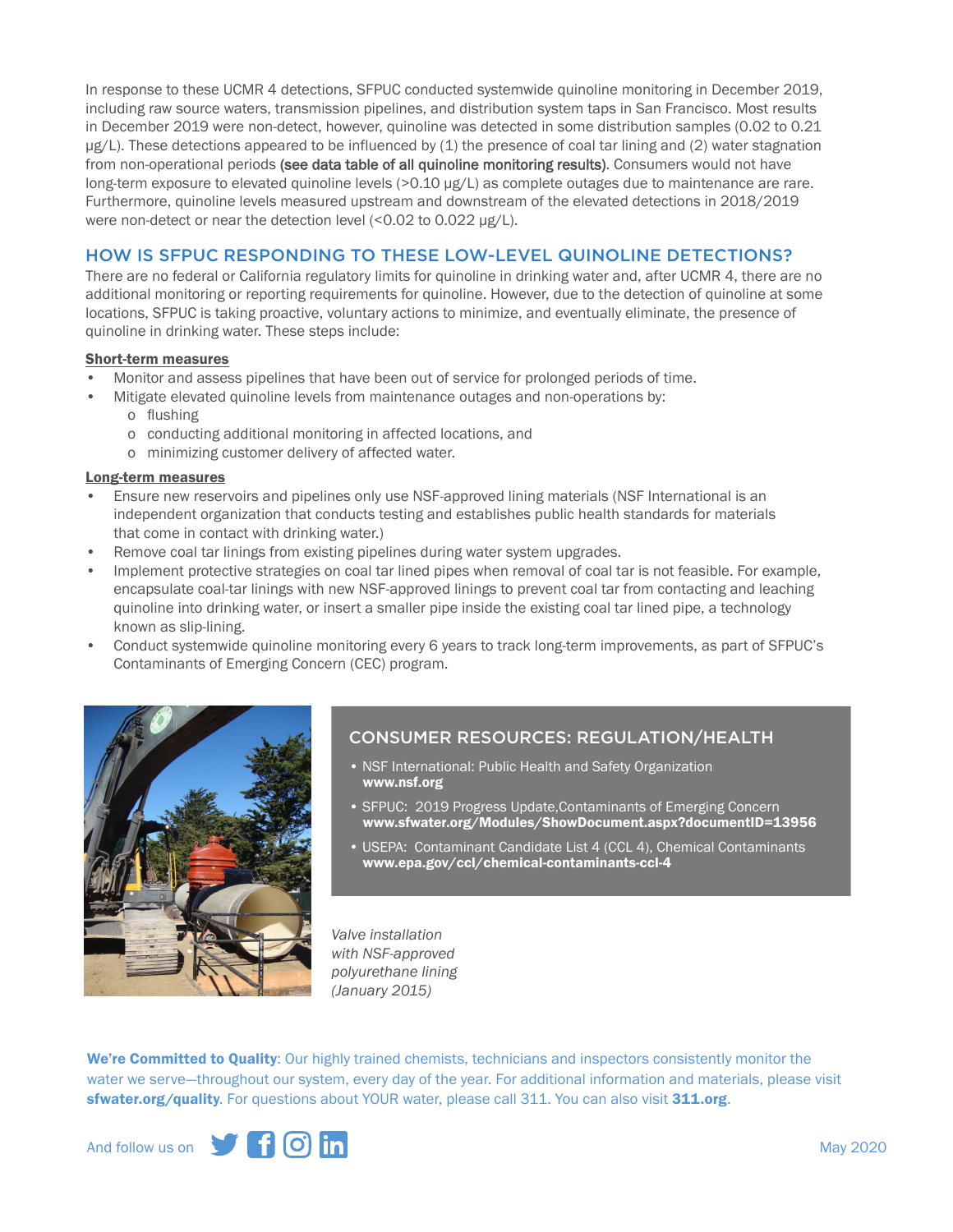In response to these UCMR 4 detections, SFPUC conducted systemwide quinoline monitoring in December 2019, including raw source waters, transmission pipelines, and distribution system taps in San Francisco. Most results in December 2019 were non-detect, however, quinoline was detected in some distribution samples (0.02 to 0.21 µg/L). These detections appeared to be influenced by (1) the presence of coal tar lining and (2) water stagnation from non-operational periods **(see data table of all quinoline monitoring results)**. Consumers would not have long-term exposure to elevated quinoline levels (>0.10 µg/L) as complete outages due to maintenance are rare. Furthermore, quinoline levels measured upstream and downstream of the elevated detections in 2018/2019 were non-detect or near the detection level (<0.02 to 0.022 µg/L).

## HOW IS SFPUC RESPONDING TO THESE LOW-LEVEL QUINOLINE DETECTIONS?

There are no federal or California regulatory limits for quinoline in drinking water and, after UCMR 4, there are no additional monitoring or reporting requirements for quinoline. However, due to the detection of quinoline at some locations, SFPUC is taking proactive, voluntary actions to minimize, and eventually eliminate, the presence of quinoline in drinking water. These steps include:

**Short-term measures**

- Monitor and assess pipelines that have been out of service for prolonged periods of time.
- Mitigate elevated quinoline levels from maintenance outages and non-operations by:
  - flushing
  - conducting additional monitoring in affected locations, and
  - minimizing customer delivery of affected water.

**Long-term measures**

- Ensure new reservoirs and pipelines only use NSF-approved lining materials (NSF International is an independent organization that conducts testing and establishes public health standards for materials that come in contact with drinking water.)
- Remove coal tar linings from existing pipelines during water system upgrades.
- Implement protective strategies on coal tar lined pipes when removal of coal tar is not feasible. For example, encapsulate coal-tar linings with new NSF-approved linings to prevent coal tar from contacting and leaching quinoline into drinking water, or insert a smaller pipe inside the existing coal tar lined pipe, a technology known as slip-lining.
- Conduct systemwide quinoline monitoring every 6 years to track long-term improvements, as part of SFPUC's Contaminants of Emerging Concern (CEC) program.

### CONSUMER RESOURCES: REGULATION/HEALTH

- NSF International: Public Health and Safety Organization
  **www.nsf.org**
- SFPUC: 2019 Progress Update,Contaminants of Emerging Concern
  **www.sfwater.org/Modules/ShowDocument.aspx?documentID=13956**
- USEPA: Contaminant Candidate List 4 (CCL 4), Chemical Contaminants
  **www.epa.gov/ccl/chemical-contaminants-ccl-4**

*Valve installation with NSF-approved polyurethane lining (January 2015)*

**We're Committed to Quality**: Our highly trained chemists, technicians and inspectors consistently monitor the water we serve—throughout our system, every day of the year. For additional information and materials, please visit **sfwater.org/quality**. For questions about YOUR water, please call 311. You can also visit **311.org**.

And follow us on

May 2020